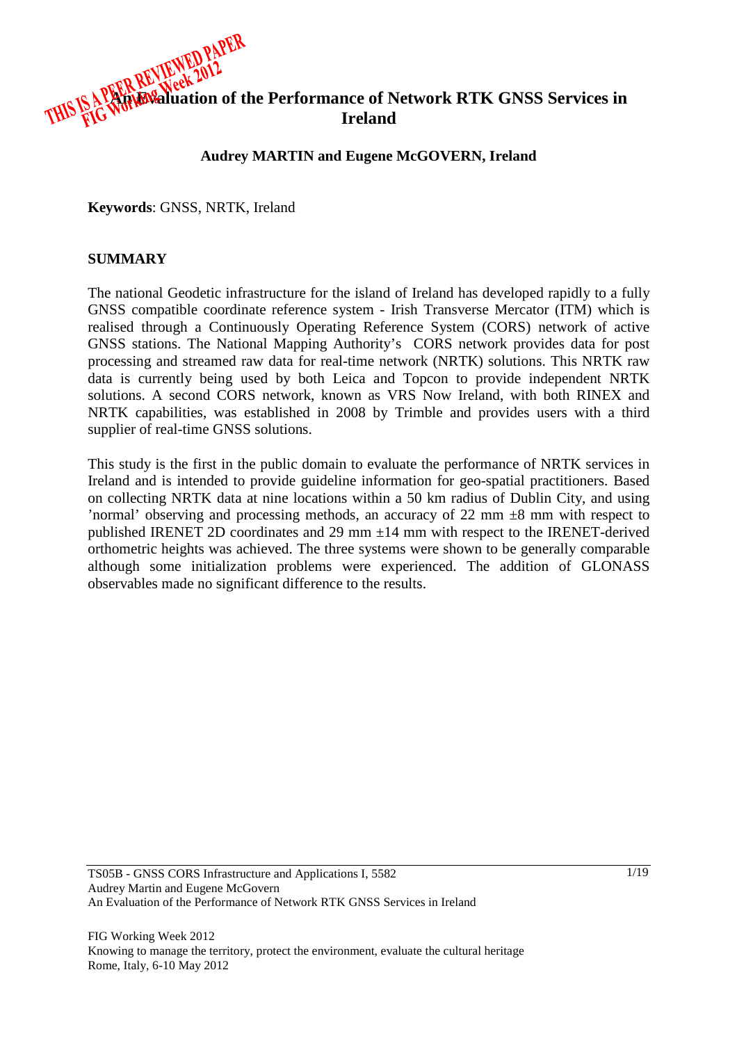# An Evaluation of the Performance of Network RTK GNSS Services in Ireland

**Audrey MARTIN and Eugene McGOVERN, Ireland**

**Keywords**: GNSS, NRTK, Ireland

## SUMMARY

The national Geodetic infrastructure for the island of Ireland has developed rapidly to a fully GNSS compatible coordinate reference system - Irish Transverse Mercator (ITM) which is realised through a Continuously Operating Reference System (CORS) network of active GNSS stations. The National Mapping Authority's CORS network provides data for post processing and streamed raw data for real-time network (NRTK) solutions. This NRTK raw data is currently being used by both Leica and Topcon to provide independent NRTK solutions. A second CORS network, known as VRS Now Ireland, with both RINEX and NRTK capabilities, was established in 2008 by Trimble and provides users with a third supplier of real-time GNSS solutions.

This study is the first in the public domain to evaluate the performance of NRTK services in Ireland and is intended to provide guideline information for geo-spatial practitioners. Based on collecting NRTK data at nine locations within a 50 km radius of Dublin City, and using 'normal' observing and processing methods, an accuracy of 22 mm ±8 mm with respect to published IRENET 2D coordinates and 29 mm ±14 mm with respect to the IRENET-derived orthometric heights was achieved. The three systems were shown to be generally comparable although some initialization problems were experienced. The addition of GLONASS observables made no significant difference to the results.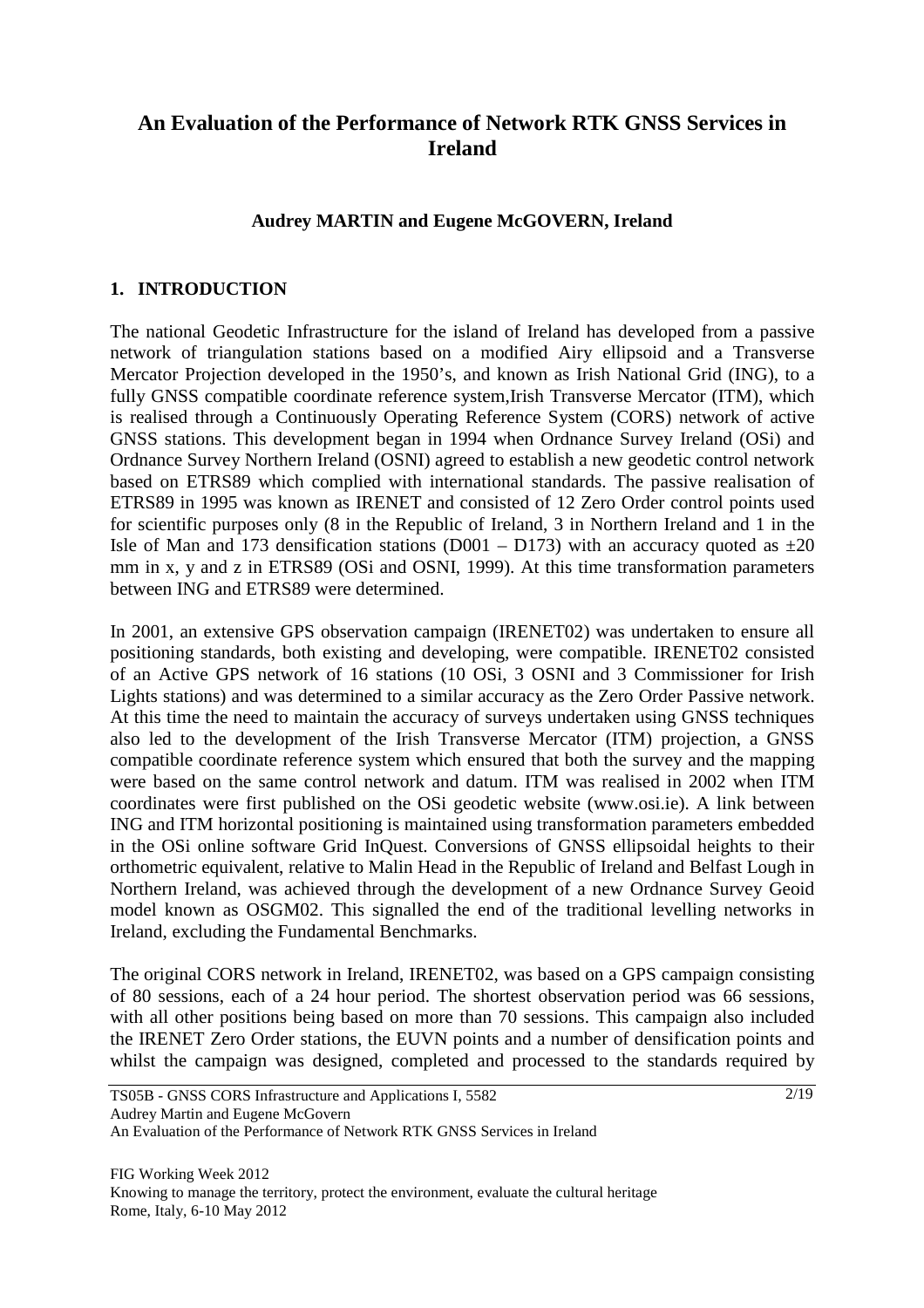# An Evaluation of the Performance of Network RTK GNSS Services in Ireland

**Audrey MARTIN and Eugene McGOVERN, Ireland**

## 1. INTRODUCTION

The national Geodetic Infrastructure for the island of Ireland has developed from a passive network of triangulation stations based on a modified Airy ellipsoid and a Transverse Mercator Projection developed in the 1950's, and known as Irish National Grid (ING), to a fully GNSS compatible coordinate reference system,Irish Transverse Mercator (ITM), which is realised through a Continuously Operating Reference System (CORS) network of active GNSS stations. This development began in 1994 when Ordnance Survey Ireland (OSi) and Ordnance Survey Northern Ireland (OSNI) agreed to establish a new geodetic control network based on ETRS89 which complied with international standards. The passive realisation of ETRS89 in 1995 was known as IRENET and consisted of 12 Zero Order control points used for scientific purposes only (8 in the Republic of Ireland, 3 in Northern Ireland and 1 in the Isle of Man and 173 densification stations (D001 – D173) with an accuracy quoted as ±20 mm in x, y and z in ETRS89 (OSi and OSNI, 1999). At this time transformation parameters between ING and ETRS89 were determined.

In 2001, an extensive GPS observation campaign (IRENET02) was undertaken to ensure all positioning standards, both existing and developing, were compatible. IRENET02 consisted of an Active GPS network of 16 stations (10 OSi, 3 OSNI and 3 Commissioner for Irish Lights stations) and was determined to a similar accuracy as the Zero Order Passive network. At this time the need to maintain the accuracy of surveys undertaken using GNSS techniques also led to the development of the Irish Transverse Mercator (ITM) projection, a GNSS compatible coordinate reference system which ensured that both the survey and the mapping were based on the same control network and datum. ITM was realised in 2002 when ITM coordinates were first published on the OSi geodetic website (www.osi.ie). A link between ING and ITM horizontal positioning is maintained using transformation parameters embedded in the OSi online software Grid InQuest. Conversions of GNSS ellipsoidal heights to their orthometric equivalent, relative to Malin Head in the Republic of Ireland and Belfast Lough in Northern Ireland, was achieved through the development of a new Ordnance Survey Geoid model known as OSGM02. This signalled the end of the traditional levelling networks in Ireland, excluding the Fundamental Benchmarks.

The original CORS network in Ireland, IRENET02, was based on a GPS campaign consisting of 80 sessions, each of a 24 hour period. The shortest observation period was 66 sessions, with all other positions being based on more than 70 sessions. This campaign also included the IRENET Zero Order stations, the EUVN points and a number of densification points and whilst the campaign was designed, completed and processed to the standards required by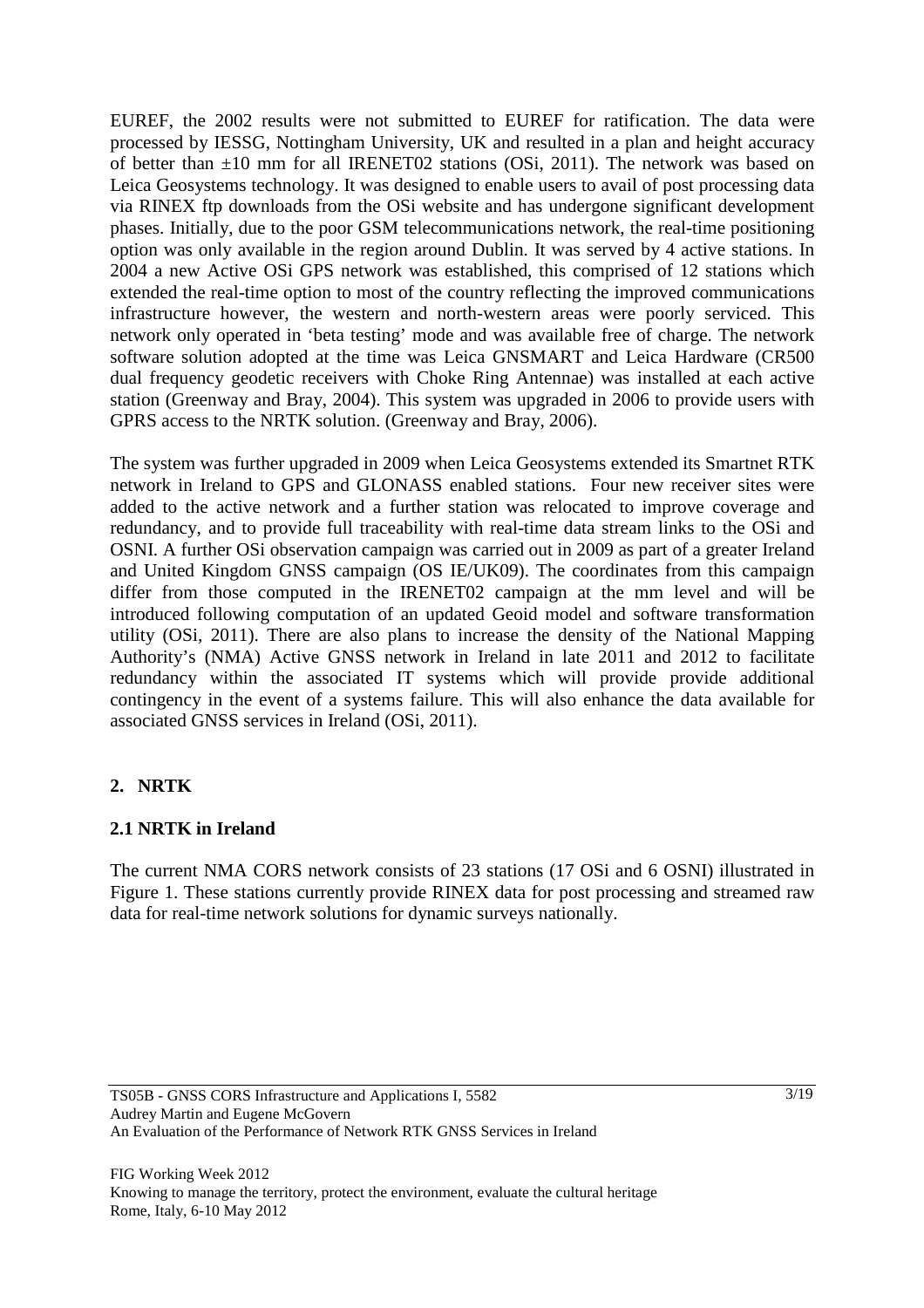EUREF, the 2002 results were not submitted to EUREF for ratification. The data were processed by IESSG, Nottingham University, UK and resulted in a plan and height accuracy of better than ±10 mm for all IRENET02 stations (OSi, 2011). The network was based on Leica Geosystems technology. It was designed to enable users to avail of post processing data via RINEX ftp downloads from the OSi website and has undergone significant development phases. Initially, due to the poor GSM telecommunications network, the real-time positioning option was only available in the region around Dublin. It was served by 4 active stations. In 2004 a new Active OSi GPS network was established, this comprised of 12 stations which extended the real-time option to most of the country reflecting the improved communications infrastructure however, the western and north-western areas were poorly serviced. This network only operated in 'beta testing' mode and was available free of charge. The network software solution adopted at the time was Leica GNSMART and Leica Hardware (CR500 dual frequency geodetic receivers with Choke Ring Antennae) was installed at each active station (Greenway and Bray, 2004). This system was upgraded in 2006 to provide users with GPRS access to the NRTK solution. (Greenway and Bray, 2006).

The system was further upgraded in 2009 when Leica Geosystems extended its Smartnet RTK network in Ireland to GPS and GLONASS enabled stations. Four new receiver sites were added to the active network and a further station was relocated to improve coverage and redundancy, and to provide full traceability with real-time data stream links to the OSi and OSNI. A further OSi observation campaign was carried out in 2009 as part of a greater Ireland and United Kingdom GNSS campaign (OS IE/UK09). The coordinates from this campaign differ from those computed in the IRENET02 campaign at the mm level and will be introduced following computation of an updated Geoid model and software transformation utility (OSi, 2011). There are also plans to increase the density of the National Mapping Authority's (NMA) Active GNSS network in Ireland in late 2011 and 2012 to facilitate redundancy within the associated IT systems which will provide provide additional contingency in the event of a systems failure. This will also enhance the data available for associated GNSS services in Ireland (OSi, 2011).

## 2. NRTK

### 2.1 NRTK in Ireland

The current NMA CORS network consists of 23 stations (17 OSi and 6 OSNI) illustrated in Figure 1. These stations currently provide RINEX data for post processing and streamed raw data for real-time network solutions for dynamic surveys nationally.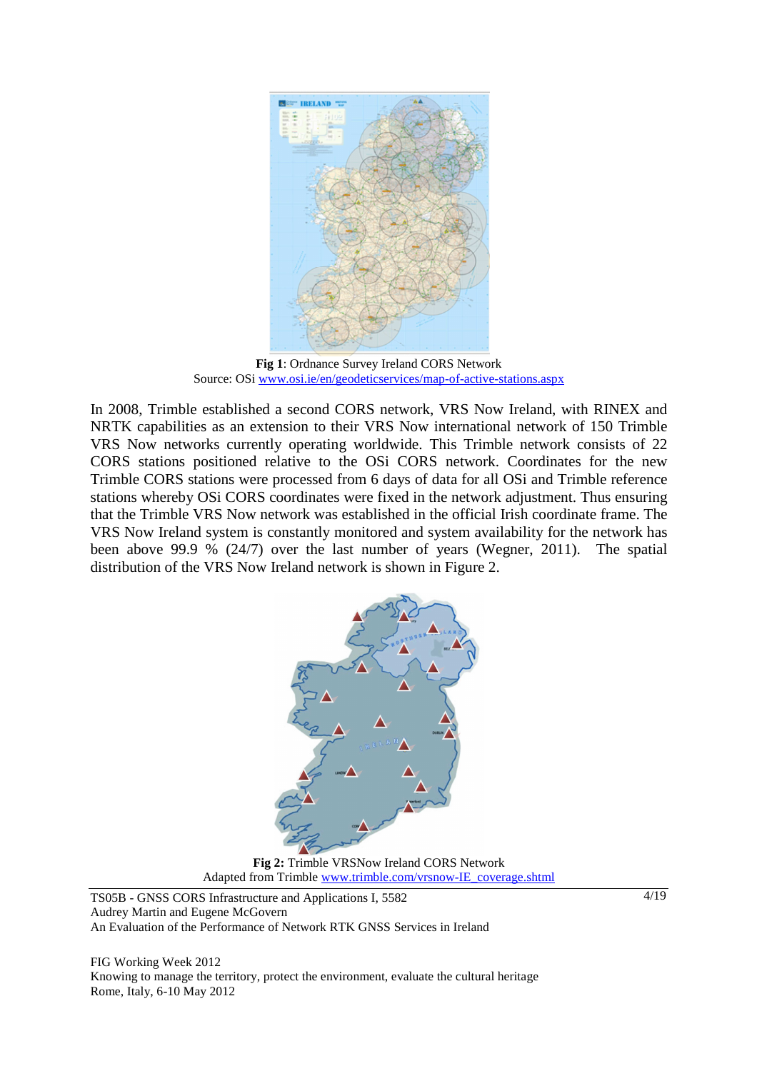**Fig 1**: Ordnance Survey Ireland CORS Network
Source: OSi www.osi.ie/en/geodeticservices/map-of-active-stations.aspx

In 2008, Trimble established a second CORS network, VRS Now Ireland, with RINEX and NRTK capabilities as an extension to their VRS Now international network of 150 Trimble VRS Now networks currently operating worldwide. This Trimble network consists of 22 CORS stations positioned relative to the OSi CORS network. Coordinates for the new Trimble CORS stations were processed from 6 days of data for all OSi and Trimble reference stations whereby OSi CORS coordinates were fixed in the network adjustment. Thus ensuring that the Trimble VRS Now network was established in the official Irish coordinate frame. The VRS Now Ireland system is constantly monitored and system availability for the network has been above 99.9 % (24/7) over the last number of years (Wegner, 2011). The spatial distribution of the VRS Now Ireland network is shown in Figure 2.

**Fig 2:** Trimble VRSNow Ireland CORS Network
Adapted from Trimble www.trimble.com/vrsnow-IE_coverage.shtml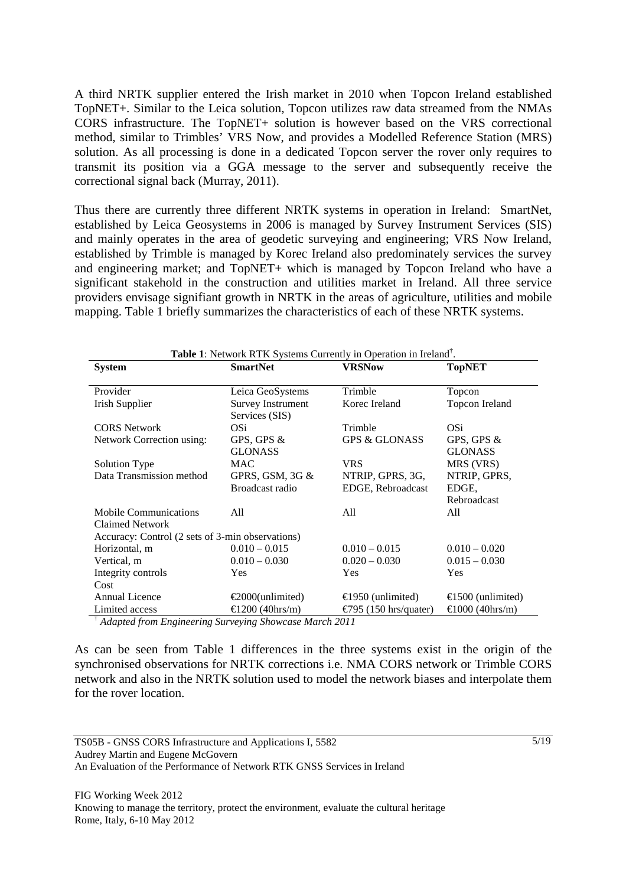A third NRTK supplier entered the Irish market in 2010 when Topcon Ireland established TopNET+. Similar to the Leica solution, Topcon utilizes raw data streamed from the NMAs CORS infrastructure. The TopNET+ solution is however based on the VRS correctional method, similar to Trimbles' VRS Now, and provides a Modelled Reference Station (MRS) solution. As all processing is done in a dedicated Topcon server the rover only requires to transmit its position via a GGA message to the server and subsequently receive the correctional signal back (Murray, 2011).

Thus there are currently three different NRTK systems in operation in Ireland: SmartNet, established by Leica Geosystems in 2006 is managed by Survey Instrument Services (SIS) and mainly operates in the area of geodetic surveying and engineering; VRS Now Ireland, established by Trimble is managed by Korec Ireland also predominately services the survey and engineering market; and TopNET+ which is managed by Topcon Ireland who have a significant stakehold in the construction and utilities market in Ireland. All three service providers envisage signifiant growth in NRTK in the areas of agriculture, utilities and mobile mapping. Table 1 briefly summarizes the characteristics of each of these NRTK systems.

**Table 1**: Network RTK Systems Currently in Operation in Ireland[†].

| System | SmartNet | VRSNow | TopNET |
|---|---|---|---|
| Provider | Leica GeoSystems | Trimble | Topcon |
| Irish Supplier | Survey Instrument Services (SIS) | Korec Ireland | Topcon Ireland |
| CORS Network | OSi | Trimble | OSi |
| Network Correction using: | GPS, GPS & GLONASS | GPS & GLONASS | GPS, GPS & GLONASS |
| Solution Type | MAC | VRS | MRS (VRS) |
| Data Transmission method | GPRS, GSM, 3G & Broadcast radio | NTRIP, GPRS, 3G, EDGE, Rebroadcast | NTRIP, GPRS, EDGE, Rebroadcast |
| Mobile Communications Claimed Network | All | All | All |
| Accuracy: Control (2 sets of 3-min observations) | | | |
| Horizontal, m | 0.010 – 0.015 | 0.010 – 0.015 | 0.010 – 0.020 |
| Vertical, m | 0.010 – 0.030 | 0.020 – 0.030 | 0.015 – 0.030 |
| Integrity controls | Yes | Yes | Yes |
| Cost | | | |
| Annual Licence | €2000(unlimited) | €1950 (unlimited) | €1500 (unlimited) |
| Limited access | €1200 (40hrs/m) | €795 (150 hrs/quater) | €1000 (40hrs/m) |

[†] *Adapted from Engineering Surveying Showcase March 2011*

As can be seen from Table 1 differences in the three systems exist in the origin of the synchronised observations for NRTK corrections i.e. NMA CORS network or Trimble CORS network and also in the NRTK solution used to model the network biases and interpolate them for the rover location.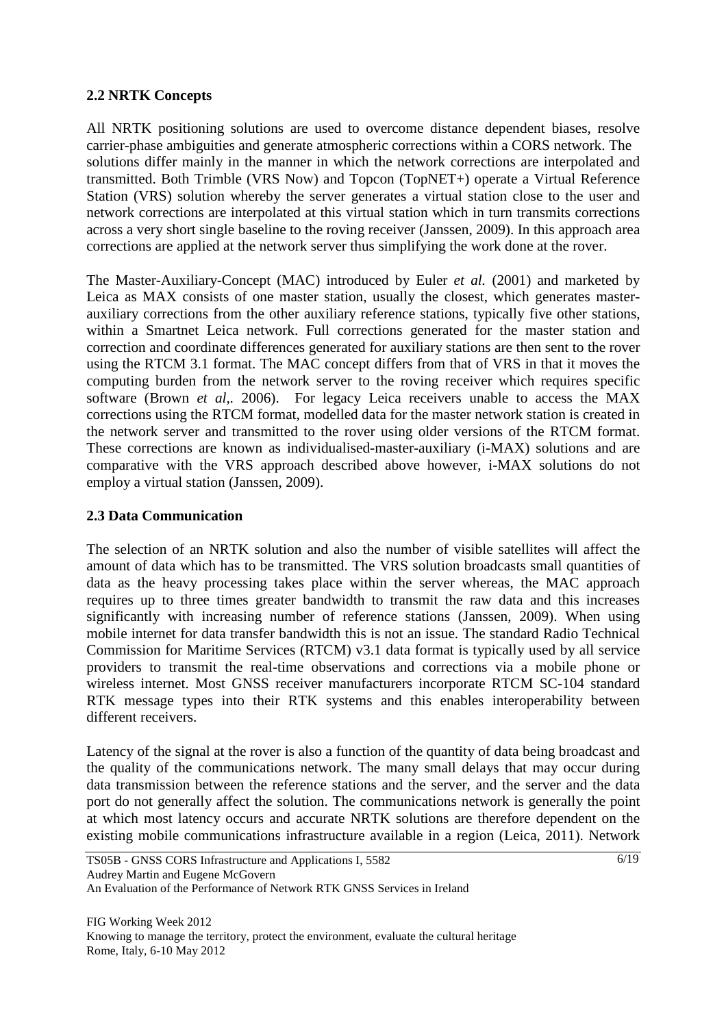## 2.2 NRTK Concepts

All NRTK positioning solutions are used to overcome distance dependent biases, resolve carrier-phase ambiguities and generate atmospheric corrections within a CORS network. The solutions differ mainly in the manner in which the network corrections are interpolated and transmitted. Both Trimble (VRS Now) and Topcon (TopNET+) operate a Virtual Reference Station (VRS) solution whereby the server generates a virtual station close to the user and network corrections are interpolated at this virtual station which in turn transmits corrections across a very short single baseline to the roving receiver (Janssen, 2009). In this approach area corrections are applied at the network server thus simplifying the work done at the rover.

The Master-Auxiliary-Concept (MAC) introduced by Euler *et al.* (2001) and marketed by Leica as MAX consists of one master station, usually the closest, which generates master-auxiliary corrections from the other auxiliary reference stations, typically five other stations, within a Smartnet Leica network. Full corrections generated for the master station and correction and coordinate differences generated for auxiliary stations are then sent to the rover using the RTCM 3.1 format. The MAC concept differs from that of VRS in that it moves the computing burden from the network server to the roving receiver which requires specific software (Brown *et al*,. 2006). For legacy Leica receivers unable to access the MAX corrections using the RTCM format, modelled data for the master network station is created in the network server and transmitted to the rover using older versions of the RTCM format. These corrections are known as individualised-master-auxiliary (i-MAX) solutions and are comparative with the VRS approach described above however, i-MAX solutions do not employ a virtual station (Janssen, 2009).

## 2.3 Data Communication

The selection of an NRTK solution and also the number of visible satellites will affect the amount of data which has to be transmitted. The VRS solution broadcasts small quantities of data as the heavy processing takes place within the server whereas, the MAC approach requires up to three times greater bandwidth to transmit the raw data and this increases significantly with increasing number of reference stations (Janssen, 2009). When using mobile internet for data transfer bandwidth this is not an issue. The standard Radio Technical Commission for Maritime Services (RTCM) v3.1 data format is typically used by all service providers to transmit the real-time observations and corrections via a mobile phone or wireless internet. Most GNSS receiver manufacturers incorporate RTCM SC-104 standard RTK message types into their RTK systems and this enables interoperability between different receivers.

Latency of the signal at the rover is also a function of the quantity of data being broadcast and the quality of the communications network. The many small delays that may occur during data transmission between the reference stations and the server, and the server and the data port do not generally affect the solution. The communications network is generally the point at which most latency occurs and accurate NRTK solutions are therefore dependent on the existing mobile communications infrastructure available in a region (Leica, 2011). Network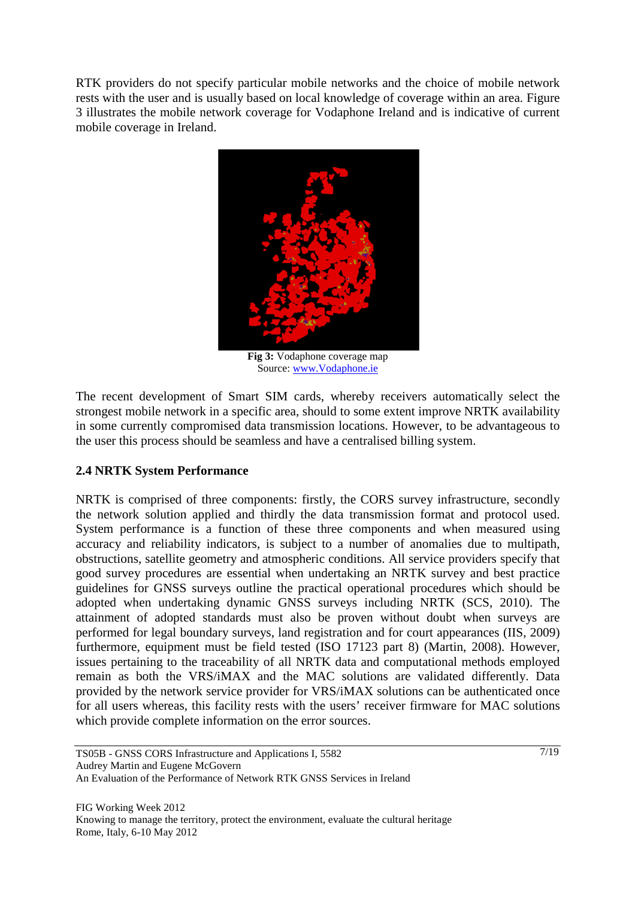RTK providers do not specify particular mobile networks and the choice of mobile network rests with the user and is usually based on local knowledge of coverage within an area. Figure 3 illustrates the mobile network coverage for Vodaphone Ireland and is indicative of current mobile coverage in Ireland.

**Fig 3:** Vodaphone coverage map
Source: www.Vodaphone.ie

The recent development of Smart SIM cards, whereby receivers automatically select the strongest mobile network in a specific area, should to some extent improve NRTK availability in some currently compromised data transmission locations. However, to be advantageous to the user this process should be seamless and have a centralised billing system.

## 2.4 NRTK System Performance

NRTK is comprised of three components: firstly, the CORS survey infrastructure, secondly the network solution applied and thirdly the data transmission format and protocol used. System performance is a function of these three components and when measured using accuracy and reliability indicators, is subject to a number of anomalies due to multipath, obstructions, satellite geometry and atmospheric conditions. All service providers specify that good survey procedures are essential when undertaking an NRTK survey and best practice guidelines for GNSS surveys outline the practical operational procedures which should be adopted when undertaking dynamic GNSS surveys including NRTK (SCS, 2010). The attainment of adopted standards must also be proven without doubt when surveys are performed for legal boundary surveys, land registration and for court appearances (IIS, 2009) furthermore, equipment must be field tested (ISO 17123 part 8) (Martin, 2008). However, issues pertaining to the traceability of all NRTK data and computational methods employed remain as both the VRS/iMAX and the MAC solutions are validated differently. Data provided by the network service provider for VRS/iMAX solutions can be authenticated once for all users whereas, this facility rests with the users' receiver firmware for MAC solutions which provide complete information on the error sources.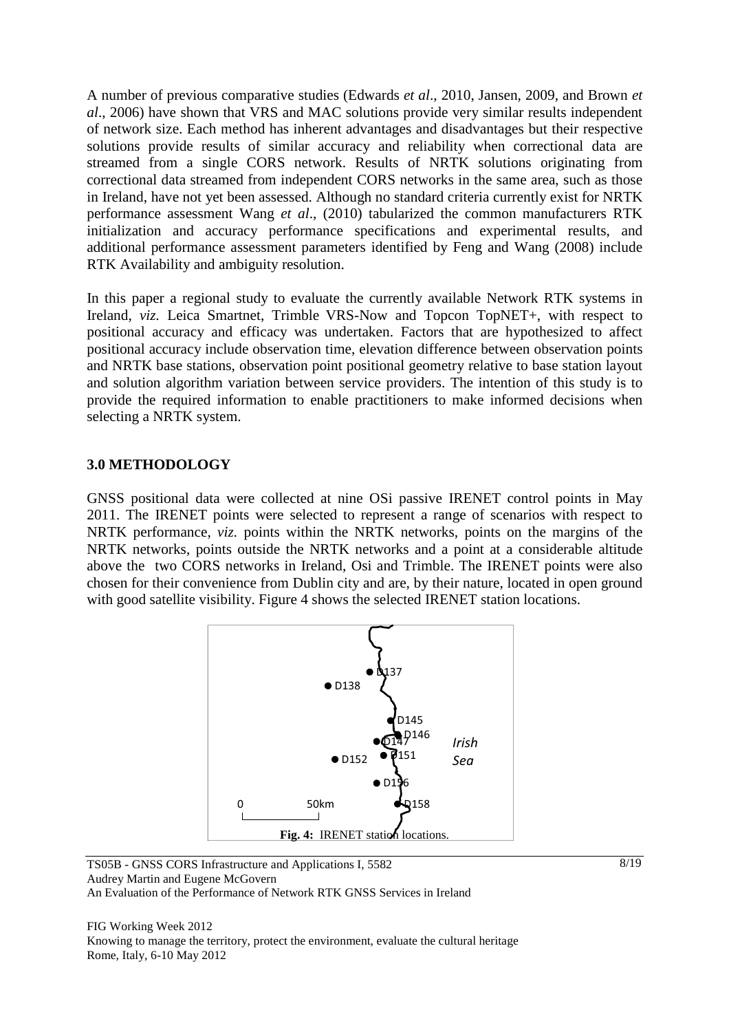A number of previous comparative studies (Edwards *et al*., 2010, Jansen, 2009, and Brown *et al*., 2006) have shown that VRS and MAC solutions provide very similar results independent of network size. Each method has inherent advantages and disadvantages but their respective solutions provide results of similar accuracy and reliability when correctional data are streamed from a single CORS network. Results of NRTK solutions originating from correctional data streamed from independent CORS networks in the same area, such as those in Ireland, have not yet been assessed. Although no standard criteria currently exist for NRTK performance assessment Wang *et al*., (2010) tabularized the common manufacturers RTK initialization and accuracy performance specifications and experimental results, and additional performance assessment parameters identified by Feng and Wang (2008) include RTK Availability and ambiguity resolution.

In this paper a regional study to evaluate the currently available Network RTK systems in Ireland, *viz.* Leica Smartnet, Trimble VRS-Now and Topcon TopNET+, with respect to positional accuracy and efficacy was undertaken. Factors that are hypothesized to affect positional accuracy include observation time, elevation difference between observation points and NRTK base stations, observation point positional geometry relative to base station layout and solution algorithm variation between service providers. The intention of this study is to provide the required information to enable practitioners to make informed decisions when selecting a NRTK system.

## 3.0 METHODOLOGY

GNSS positional data were collected at nine OSi passive IRENET control points in May 2011. The IRENET points were selected to represent a range of scenarios with respect to NRTK performance, *viz.* points within the NRTK networks, points on the margins of the NRTK networks, points outside the NRTK networks and a point at a considerable altitude above the two CORS networks in Ireland, Osi and Trimble. The IRENET points were also chosen for their convenience from Dublin city and are, by their nature, located in open ground with good satellite visibility. Figure 4 shows the selected IRENET station locations.

D137 D138 D145 D146 D147 D151 D152 D156 D158 Irish Sea 0 50km

**Fig. 4:** IRENET station locations.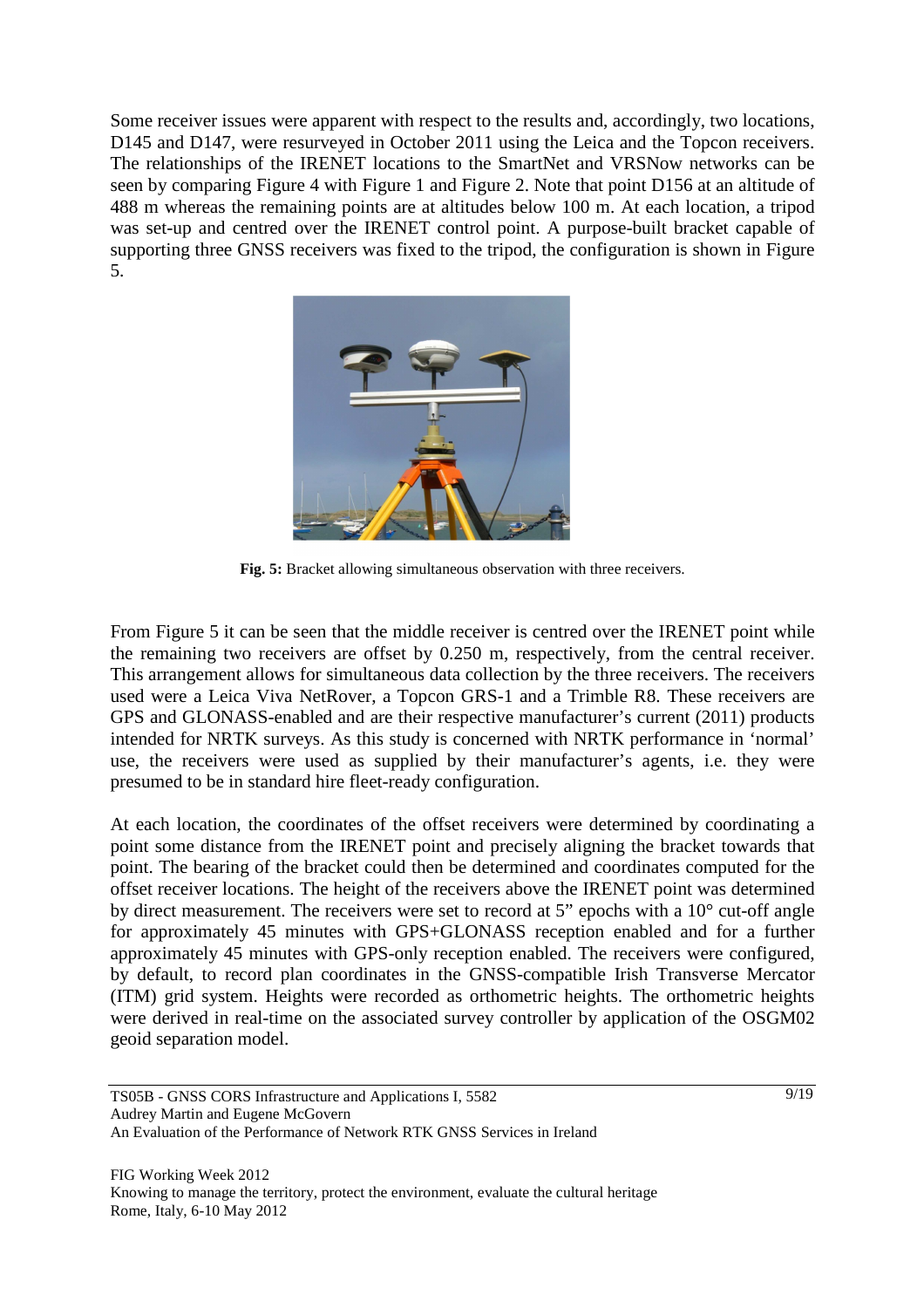Some receiver issues were apparent with respect to the results and, accordingly, two locations, D145 and D147, were resurveyed in October 2011 using the Leica and the Topcon receivers. The relationships of the IRENET locations to the SmartNet and VRSNow networks can be seen by comparing Figure 4 with Figure 1 and Figure 2. Note that point D156 at an altitude of 488 m whereas the remaining points are at altitudes below 100 m. At each location, a tripod was set-up and centred over the IRENET control point. A purpose-built bracket capable of supporting three GNSS receivers was fixed to the tripod, the configuration is shown in Figure 5.

**Fig. 5:** Bracket allowing simultaneous observation with three receivers.

From Figure 5 it can be seen that the middle receiver is centred over the IRENET point while the remaining two receivers are offset by 0.250 m, respectively, from the central receiver. This arrangement allows for simultaneous data collection by the three receivers. The receivers used were a Leica Viva NetRover, a Topcon GRS-1 and a Trimble R8. These receivers are GPS and GLONASS-enabled and are their respective manufacturer's current (2011) products intended for NRTK surveys. As this study is concerned with NRTK performance in 'normal' use, the receivers were used as supplied by their manufacturer's agents, i.e. they were presumed to be in standard hire fleet-ready configuration.

At each location, the coordinates of the offset receivers were determined by coordinating a point some distance from the IRENET point and precisely aligning the bracket towards that point. The bearing of the bracket could then be determined and coordinates computed for the offset receiver locations. The height of the receivers above the IRENET point was determined by direct measurement. The receivers were set to record at 5" epochs with a 10° cut-off angle for approximately 45 minutes with GPS+GLONASS reception enabled and for a further approximately 45 minutes with GPS-only reception enabled. The receivers were configured, by default, to record plan coordinates in the GNSS-compatible Irish Transverse Mercator (ITM) grid system. Heights were recorded as orthometric heights. The orthometric heights were derived in real-time on the associated survey controller by application of the OSGM02 geoid separation model.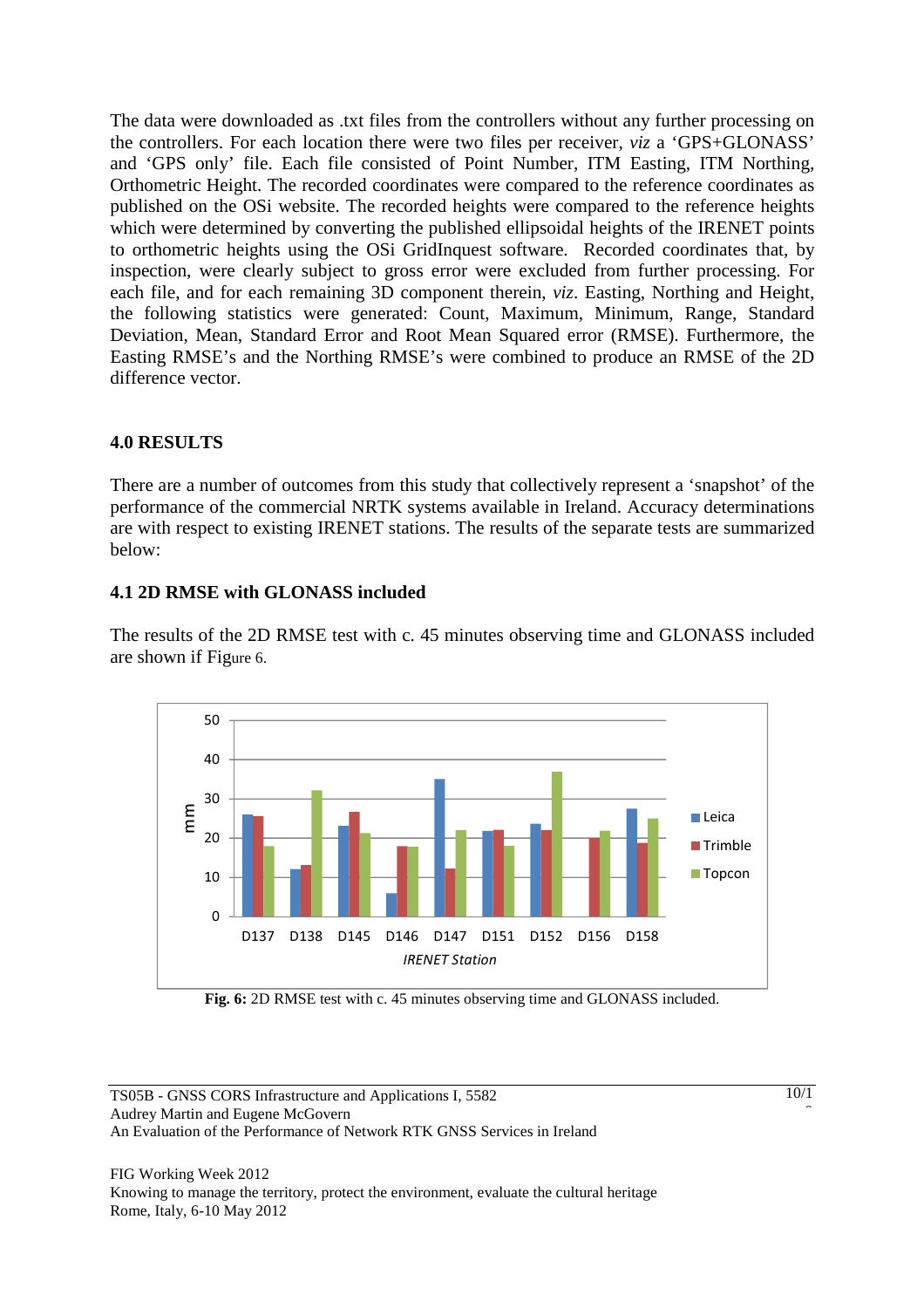The data were downloaded as .txt files from the controllers without any further processing on the controllers. For each location there were two files per receiver, *viz* a 'GPS+GLONASS' and 'GPS only' file. Each file consisted of Point Number, ITM Easting, ITM Northing, Orthometric Height. The recorded coordinates were compared to the reference coordinates as published on the OSi website. The recorded heights were compared to the reference heights which were determined by converting the published ellipsoidal heights of the IRENET points to orthometric heights using the OSi GridInquest software. Recorded coordinates that, by inspection, were clearly subject to gross error were excluded from further processing. For each file, and for each remaining 3D component therein, *viz*. Easting, Northing and Height, the following statistics were generated: Count, Maximum, Minimum, Range, Standard Deviation, Mean, Standard Error and Root Mean Squared error (RMSE). Furthermore, the Easting RMSE's and the Northing RMSE's were combined to produce an RMSE of the 2D difference vector.

## 4.0 RESULTS

There are a number of outcomes from this study that collectively represent a 'snapshot' of the performance of the commercial NRTK systems available in Ireland. Accuracy determinations are with respect to existing IRENET stations. The results of the separate tests are summarized below:

### 4.1 2D RMSE with GLONASS included

The results of the 2D RMSE test with c. 45 minutes observing time and GLONASS included are shown if Figure 6.

**Fig. 6:** 2D RMSE test with c. 45 minutes observing time and GLONASS included.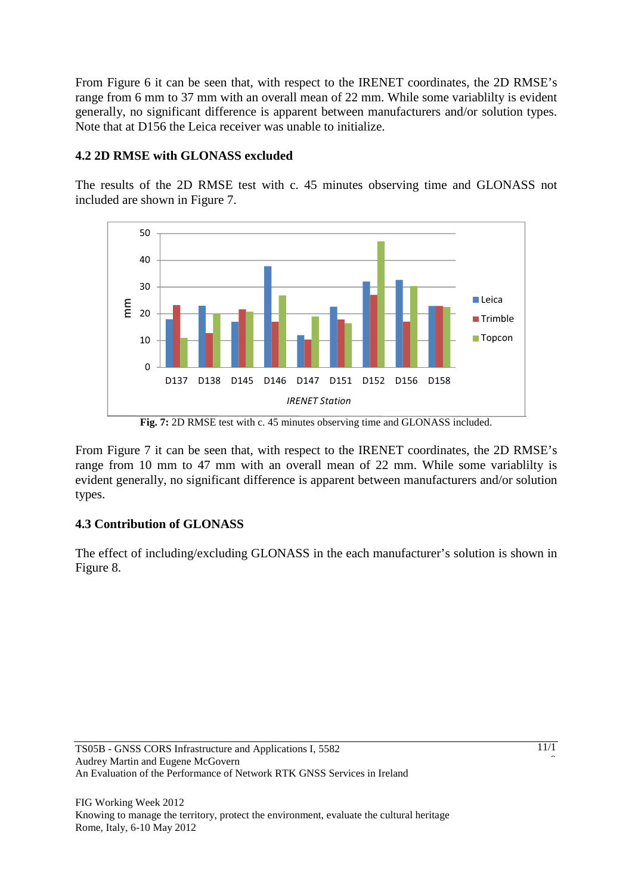From Figure 6 it can be seen that, with respect to the IRENET coordinates, the 2D RMSE's range from 6 mm to 37 mm with an overall mean of 22 mm. While some variablilty is evident generally, no significant difference is apparent between manufacturers and/or solution types. Note that at D156 the Leica receiver was unable to initialize.

### 4.2 2D RMSE with GLONASS excluded

The results of the 2D RMSE test with c. 45 minutes observing time and GLONASS not included are shown in Figure 7.

**Fig. 7:** 2D RMSE test with c. 45 minutes observing time and GLONASS included.

From Figure 7 it can be seen that, with respect to the IRENET coordinates, the 2D RMSE's range from 10 mm to 47 mm with an overall mean of 22 mm. While some variablilty is evident generally, no significant difference is apparent between manufacturers and/or solution types.

### 4.3 Contribution of GLONASS

The effect of including/excluding GLONASS in the each manufacturer's solution is shown in Figure 8.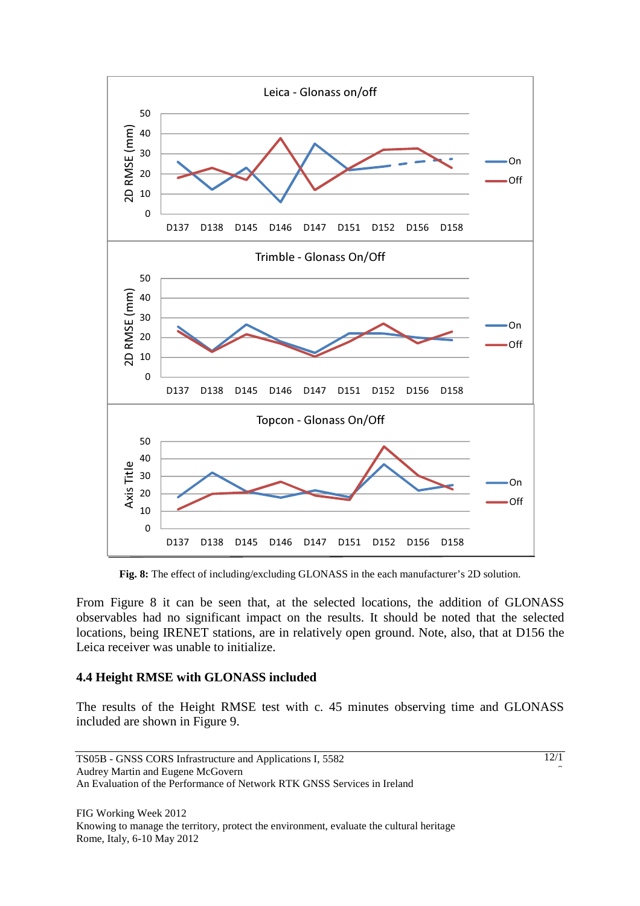**Fig. 8:** The effect of including/excluding GLONASS in the each manufacturer's 2D solution.

From Figure 8 it can be seen that, at the selected locations, the addition of GLONASS observables had no significant impact on the results. It should be noted that the selected locations, being IRENET stations, are in relatively open ground. Note, also, that at D156 the Leica receiver was unable to initialize.

### 4.4 Height RMSE with GLONASS included

The results of the Height RMSE test with c. 45 minutes observing time and GLONASS included are shown in Figure 9.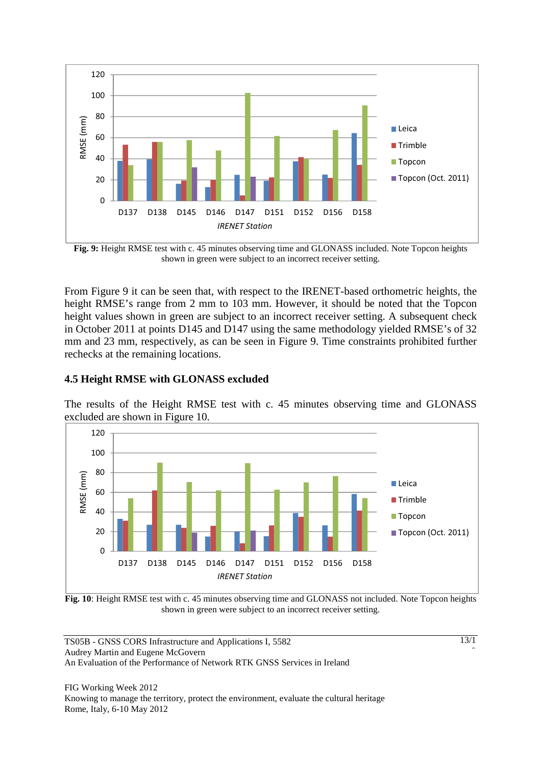**Fig. 9:** Height RMSE test with c. 45 minutes observing time and GLONASS included. Note Topcon heights shown in green were subject to an incorrect receiver setting.

From Figure 9 it can be seen that, with respect to the IRENET-based orthometric heights, the height RMSE's range from 2 mm to 103 mm. However, it should be noted that the Topcon height values shown in green are subject to an incorrect receiver setting. A subsequent check in October 2011 at points D145 and D147 using the same methodology yielded RMSE's of 32 mm and 23 mm, respectively, as can be seen in Figure 9. Time constraints prohibited further rechecks at the remaining locations.

### 4.5 Height RMSE with GLONASS excluded

The results of the Height RMSE test with c. 45 minutes observing time and GLONASS excluded are shown in Figure 10.

**Fig. 10**: Height RMSE test with c. 45 minutes observing time and GLONASS not included. Note Topcon heights shown in green were subject to an incorrect receiver setting.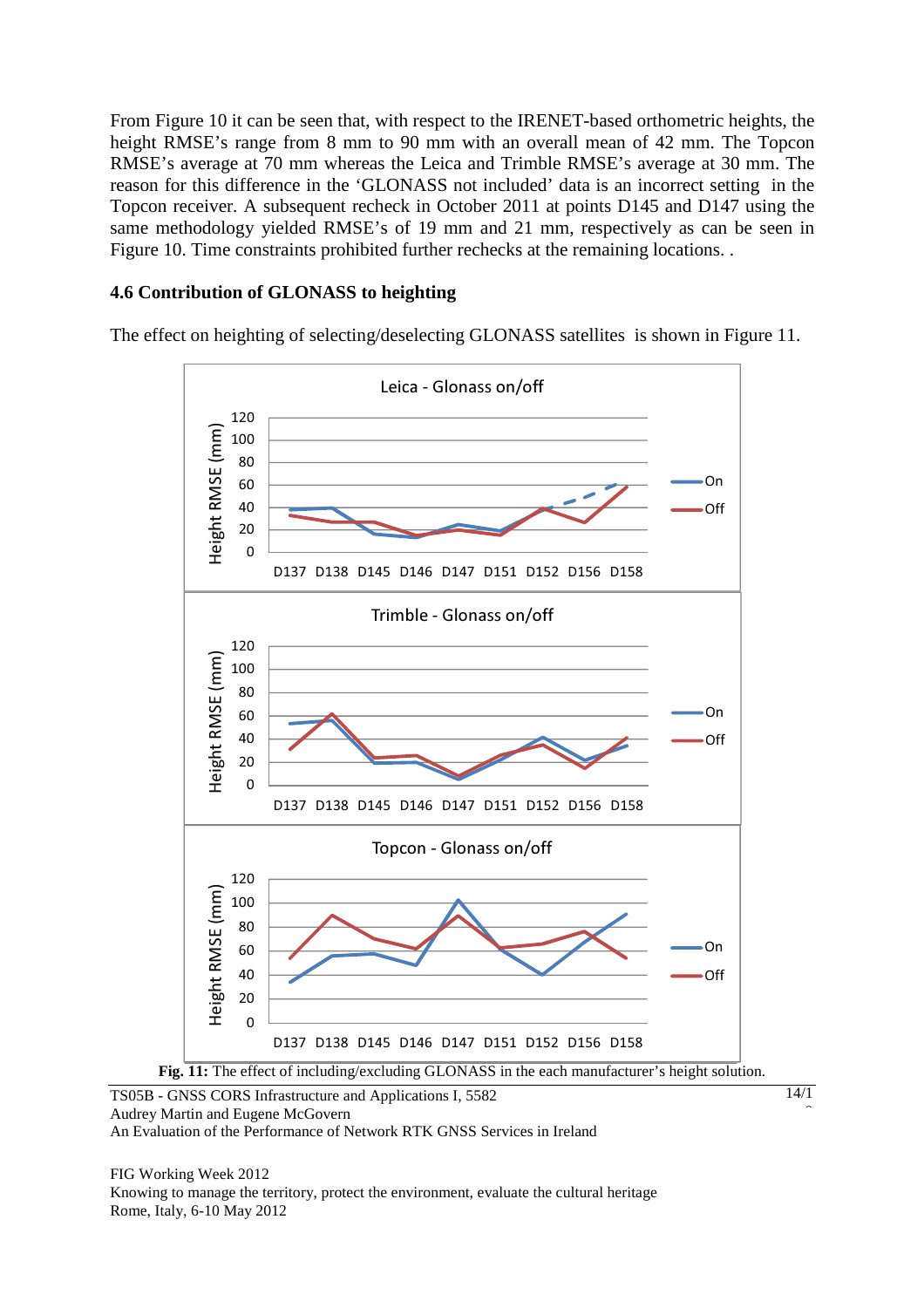From Figure 10 it can be seen that, with respect to the IRENET-based orthometric heights, the height RMSE's range from 8 mm to 90 mm with an overall mean of 42 mm. The Topcon RMSE's average at 70 mm whereas the Leica and Trimble RMSE's average at 30 mm. The reason for this difference in the 'GLONASS not included' data is an incorrect setting in the Topcon receiver. A subsequent recheck in October 2011 at points D145 and D147 using the same methodology yielded RMSE's of 19 mm and 21 mm, respectively as can be seen in Figure 10. Time constraints prohibited further rechecks at the remaining locations. .

### 4.6 Contribution of GLONASS to heighting

The effect on heighting of selecting/deselecting GLONASS satellites is shown in Figure 11.

**Fig. 11:** The effect of including/excluding GLONASS in the each manufacturer's height solution.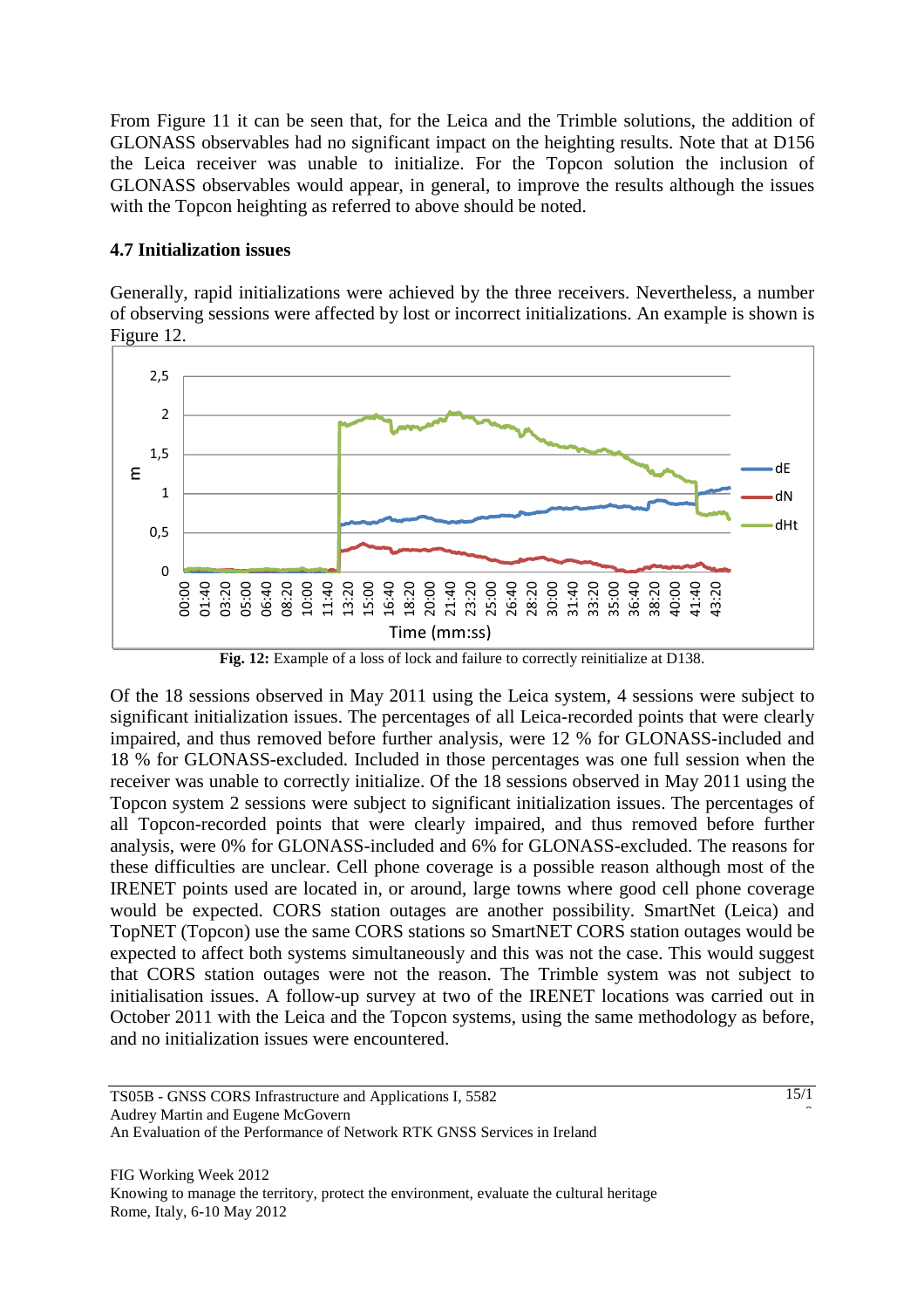From Figure 11 it can be seen that, for the Leica and the Trimble solutions, the addition of GLONASS observables had no significant impact on the heighting results. Note that at D156 the Leica receiver was unable to initialize. For the Topcon solution the inclusion of GLONASS observables would appear, in general, to improve the results although the issues with the Topcon heighting as referred to above should be noted.

### 4.7 Initialization issues

Generally, rapid initializations were achieved by the three receivers. Nevertheless, a number of observing sessions were affected by lost or incorrect initializations. An example is shown is Figure 12.

**Fig. 12:** Example of a loss of lock and failure to correctly reinitialize at D138.

Of the 18 sessions observed in May 2011 using the Leica system, 4 sessions were subject to significant initialization issues. The percentages of all Leica-recorded points that were clearly impaired, and thus removed before further analysis, were 12 % for GLONASS-included and 18 % for GLONASS-excluded. Included in those percentages was one full session when the receiver was unable to correctly initialize. Of the 18 sessions observed in May 2011 using the Topcon system 2 sessions were subject to significant initialization issues. The percentages of all Topcon-recorded points that were clearly impaired, and thus removed before further analysis, were 0% for GLONASS-included and 6% for GLONASS-excluded. The reasons for these difficulties are unclear. Cell phone coverage is a possible reason although most of the IRENET points used are located in, or around, large towns where good cell phone coverage would be expected. CORS station outages are another possibility. SmartNet (Leica) and TopNET (Topcon) use the same CORS stations so SmartNET CORS station outages would be expected to affect both systems simultaneously and this was not the case. This would suggest that CORS station outages were not the reason. The Trimble system was not subject to initialisation issues. A follow-up survey at two of the IRENET locations was carried out in October 2011 with the Leica and the Topcon systems, using the same methodology as before, and no initialization issues were encountered.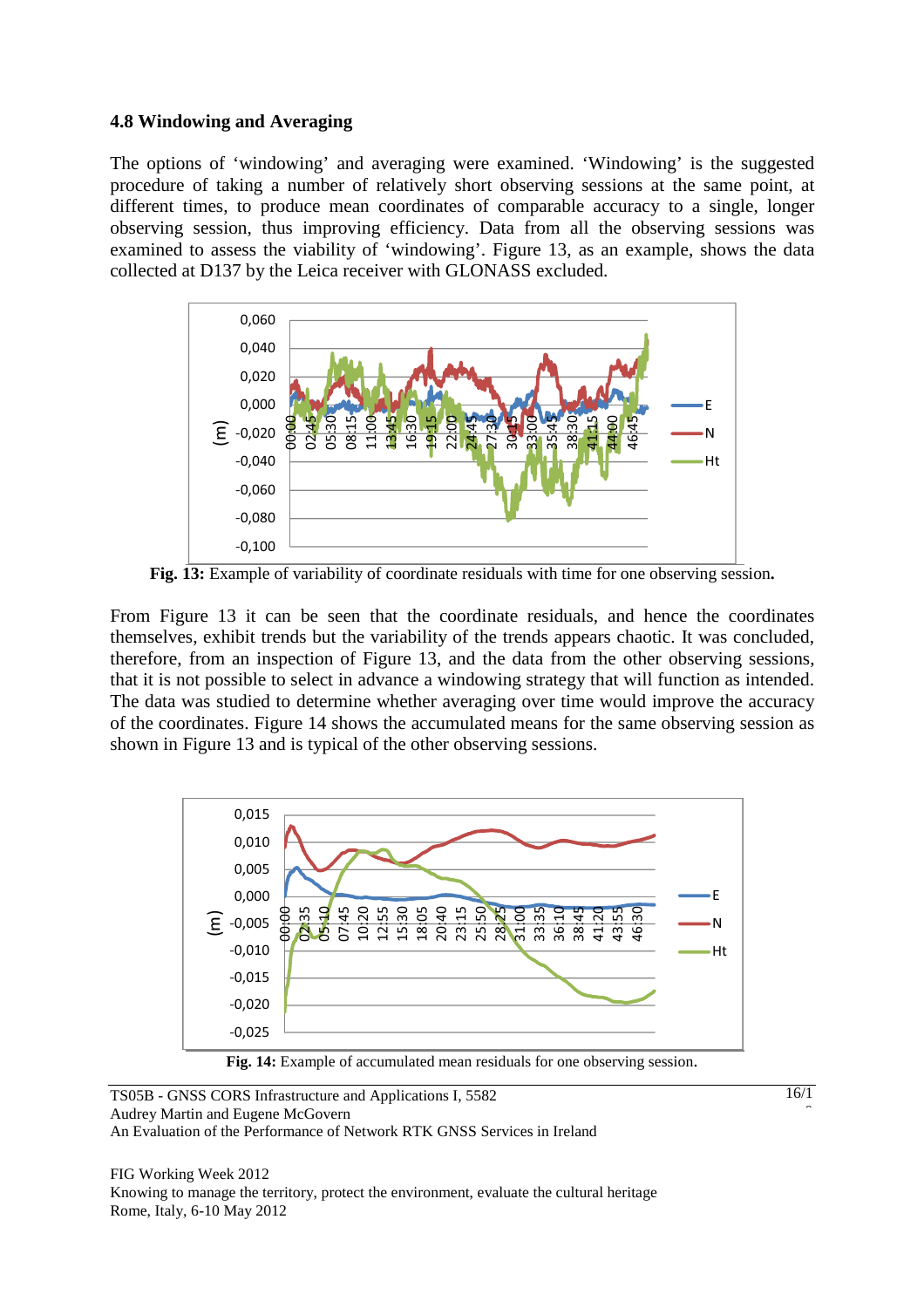### 4.8 Windowing and Averaging

The options of 'windowing' and averaging were examined. 'Windowing' is the suggested procedure of taking a number of relatively short observing sessions at the same point, at different times, to produce mean coordinates of comparable accuracy to a single, longer observing session, thus improving efficiency. Data from all the observing sessions was examined to assess the viability of 'windowing'. Figure 13, as an example, shows the data collected at D137 by the Leica receiver with GLONASS excluded.

**Fig. 13:** Example of variability of coordinate residuals with time for one observing session**.**

From Figure 13 it can be seen that the coordinate residuals, and hence the coordinates themselves, exhibit trends but the variability of the trends appears chaotic. It was concluded, therefore, from an inspection of Figure 13, and the data from the other observing sessions, that it is not possible to select in advance a windowing strategy that will function as intended. The data was studied to determine whether averaging over time would improve the accuracy of the coordinates. Figure 14 shows the accumulated means for the same observing session as shown in Figure 13 and is typical of the other observing sessions.

**Fig. 14:** Example of accumulated mean residuals for one observing session.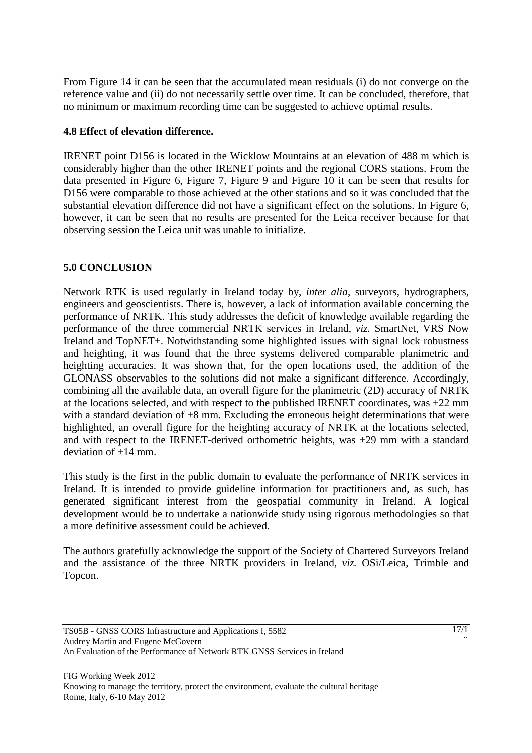From Figure 14 it can be seen that the accumulated mean residuals (i) do not converge on the reference value and (ii) do not necessarily settle over time. It can be concluded, therefore, that no minimum or maximum recording time can be suggested to achieve optimal results.

### 4.8 Effect of elevation difference.

IRENET point D156 is located in the Wicklow Mountains at an elevation of 488 m which is considerably higher than the other IRENET points and the regional CORS stations. From the data presented in Figure 6, Figure 7, Figure 9 and Figure 10 it can be seen that results for D156 were comparable to those achieved at the other stations and so it was concluded that the substantial elevation difference did not have a significant effect on the solutions. In Figure 6, however, it can be seen that no results are presented for the Leica receiver because for that observing session the Leica unit was unable to initialize.

## 5.0 CONCLUSION

Network RTK is used regularly in Ireland today by, *inter alia*, surveyors, hydrographers, engineers and geoscientists. There is, however, a lack of information available concerning the performance of NRTK. This study addresses the deficit of knowledge available regarding the performance of the three commercial NRTK services in Ireland, *viz.* SmartNet, VRS Now Ireland and TopNET+. Notwithstanding some highlighted issues with signal lock robustness and heighting, it was found that the three systems delivered comparable planimetric and heighting accuracies. It was shown that, for the open locations used, the addition of the GLONASS observables to the solutions did not make a significant difference. Accordingly, combining all the available data, an overall figure for the planimetric (2D) accuracy of NRTK at the locations selected, and with respect to the published IRENET coordinates, was ±22 mm with a standard deviation of ±8 mm. Excluding the erroneous height determinations that were highlighted, an overall figure for the heighting accuracy of NRTK at the locations selected, and with respect to the IRENET-derived orthometric heights, was ±29 mm with a standard deviation of ±14 mm.

This study is the first in the public domain to evaluate the performance of NRTK services in Ireland. It is intended to provide guideline information for practitioners and, as such, has generated significant interest from the geospatial community in Ireland. A logical development would be to undertake a nationwide study using rigorous methodologies so that a more definitive assessment could be achieved.

The authors gratefully acknowledge the support of the Society of Chartered Surveyors Ireland and the assistance of the three NRTK providers in Ireland, *viz.* OSi/Leica, Trimble and Topcon.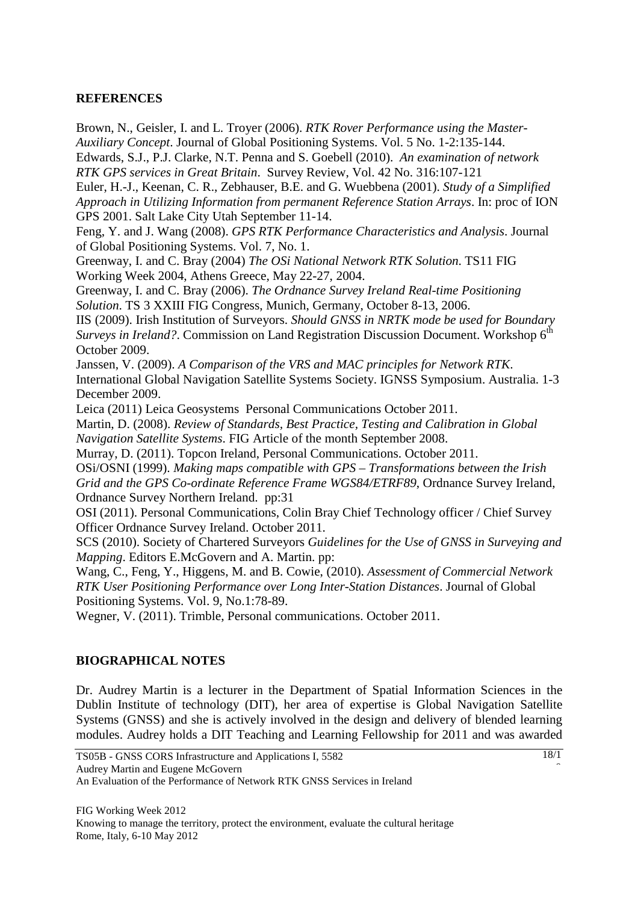## REFERENCES

Brown, N., Geisler, I. and L. Troyer (2006). *RTK Rover Performance using the Master-Auxiliary Concept*. Journal of Global Positioning Systems. Vol. 5 No. 1-2:135-144.

Edwards, S.J., P.J. Clarke, N.T. Penna and S. Goebell (2010). *An examination of network RTK GPS services in Great Britain*. Survey Review, Vol. 42 No. 316:107-121

Euler, H.-J., Keenan, C. R., Zebhauser, B.E. and G. Wuebbena (2001). *Study of a Simplified Approach in Utilizing Information from permanent Reference Station Arrays*. In: proc of ION GPS 2001. Salt Lake City Utah September 11-14.

Feng, Y. and J. Wang (2008). *GPS RTK Performance Characteristics and Analysis*. Journal of Global Positioning Systems. Vol. 7, No. 1.

Greenway, I. and C. Bray (2004) *The OSi National Network RTK Solution*. TS11 FIG Working Week 2004, Athens Greece, May 22-27, 2004.

Greenway, I. and C. Bray (2006). *The Ordnance Survey Ireland Real-time Positioning Solution*. TS 3 XXIII FIG Congress, Munich, Germany, October 8-13, 2006.

IIS (2009). Irish Institution of Surveyors. *Should GNSS in NRTK mode be used for Boundary Surveys in Ireland?*. Commission on Land Registration Discussion Document. Workshop 6th October 2009.

Janssen, V. (2009). *A Comparison of the VRS and MAC principles for Network RTK*. International Global Navigation Satellite Systems Society. IGNSS Symposium. Australia. 1-3 December 2009.

Leica (2011) Leica Geosystems Personal Communications October 2011.

Martin, D. (2008). *Review of Standards, Best Practice, Testing and Calibration in Global Navigation Satellite Systems*. FIG Article of the month September 2008.

Murray, D. (2011). Topcon Ireland, Personal Communications. October 2011.

OSi/OSNI (1999). *Making maps compatible with GPS – Transformations between the Irish Grid and the GPS Co-ordinate Reference Frame WGS84/ETRF89*, Ordnance Survey Ireland, Ordnance Survey Northern Ireland. pp:31

OSI (2011). Personal Communications, Colin Bray Chief Technology officer / Chief Survey Officer Ordnance Survey Ireland. October 2011.

SCS (2010). Society of Chartered Surveyors *Guidelines for the Use of GNSS in Surveying and Mapping*. Editors E.McGovern and A. Martin. pp:

Wang, C., Feng, Y., Higgens, M. and B. Cowie, (2010). *Assessment of Commercial Network RTK User Positioning Performance over Long Inter-Station Distances*. Journal of Global Positioning Systems. Vol. 9, No.1:78-89.

Wegner, V. (2011). Trimble, Personal communications. October 2011.

## BIOGRAPHICAL NOTES

Dr. Audrey Martin is a lecturer in the Department of Spatial Information Sciences in the Dublin Institute of technology (DIT), her area of expertise is Global Navigation Satellite Systems (GNSS) and she is actively involved in the design and delivery of blended learning modules. Audrey holds a DIT Teaching and Learning Fellowship for 2011 and was awarded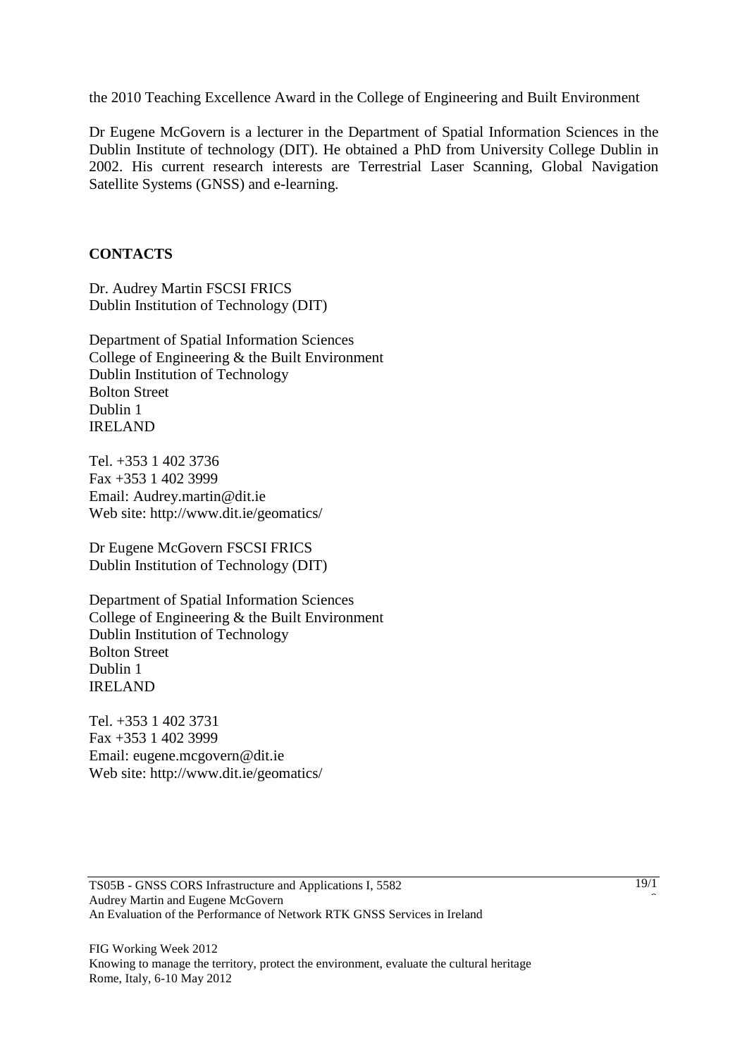the 2010 Teaching Excellence Award in the College of Engineering and Built Environment

Dr Eugene McGovern is a lecturer in the Department of Spatial Information Sciences in the Dublin Institute of technology (DIT). He obtained a PhD from University College Dublin in 2002. His current research interests are Terrestrial Laser Scanning, Global Navigation Satellite Systems (GNSS) and e-learning.

## CONTACTS

Dr. Audrey Martin FSCSI FRICS
Dublin Institution of Technology (DIT)

Department of Spatial Information Sciences
College of Engineering & the Built Environment
Dublin Institution of Technology
Bolton Street
Dublin 1
IRELAND

Tel. +353 1 402 3736
Fax +353 1 402 3999
Email: Audrey.martin@dit.ie
Web site: http://www.dit.ie/geomatics/

Dr Eugene McGovern FSCSI FRICS
Dublin Institution of Technology (DIT)

Department of Spatial Information Sciences
College of Engineering & the Built Environment
Dublin Institution of Technology
Bolton Street
Dublin 1
IRELAND

Tel. +353 1 402 3731
Fax +353 1 402 3999
Email: eugene.mcgovern@dit.ie
Web site: http://www.dit.ie/geomatics/